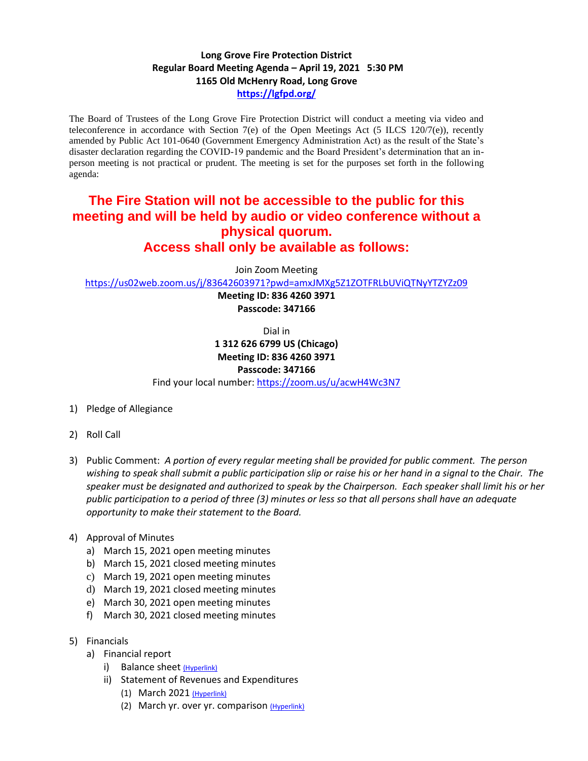**Long Grove Fire Protection District**
**Regular Board Meeting Agenda – April 19, 2021 5:30 PM**
**1165 Old McHenry Road, Long Grove**
**https://lgfpd.org/**

The Board of Trustees of the Long Grove Fire Protection District will conduct a meeting via video and teleconference in accordance with Section 7(e) of the Open Meetings Act (5 ILCS 120/7(e)), recently amended by Public Act 101-0640 (Government Emergency Administration Act) as the result of the State's disaster declaration regarding the COVID-19 pandemic and the Board President's determination that an in-person meeting is not practical or prudent. The meeting is set for the purposes set forth in the following agenda:

**The Fire Station will not be accessible to the public for this meeting and will be held by audio or video conference without a physical quorum.**
**Access shall only be available as follows:**

Join Zoom Meeting
https://us02web.zoom.us/j/83642603971?pwd=amxJMXg5Z1ZOTFRLbUViQTNyYTZYZz09
**Meeting ID: 836 4260 3971**
**Passcode: 347166**

Dial in
**1 312 626 6799 US (Chicago)**
**Meeting ID: 836 4260 3971**
**Passcode: 347166**
Find your local number: https://zoom.us/u/acwH4Wc3N7

1) Pledge of Allegiance

2) Roll Call

3) Public Comment: *A portion of every regular meeting shall be provided for public comment. The person wishing to speak shall submit a public participation slip or raise his or her hand in a signal to the Chair. The speaker must be designated and authorized to speak by the Chairperson. Each speaker shall limit his or her public participation to a period of three (3) minutes or less so that all persons shall have an adequate opportunity to make their statement to the Board.*

4) Approval of Minutes
   a) March 15, 2021 open meeting minutes
   b) March 15, 2021 closed meeting minutes
   c) March 19, 2021 open meeting minutes
   d) March 19, 2021 closed meeting minutes
   e) March 30, 2021 open meeting minutes
   f) March 30, 2021 closed meeting minutes

5) Financials
   a) Financial report
      i) Balance sheet (Hyperlink)
      ii) Statement of Revenues and Expenditures
         (1) March 2021 (Hyperlink)
         (2) March yr. over yr. comparison (Hyperlink)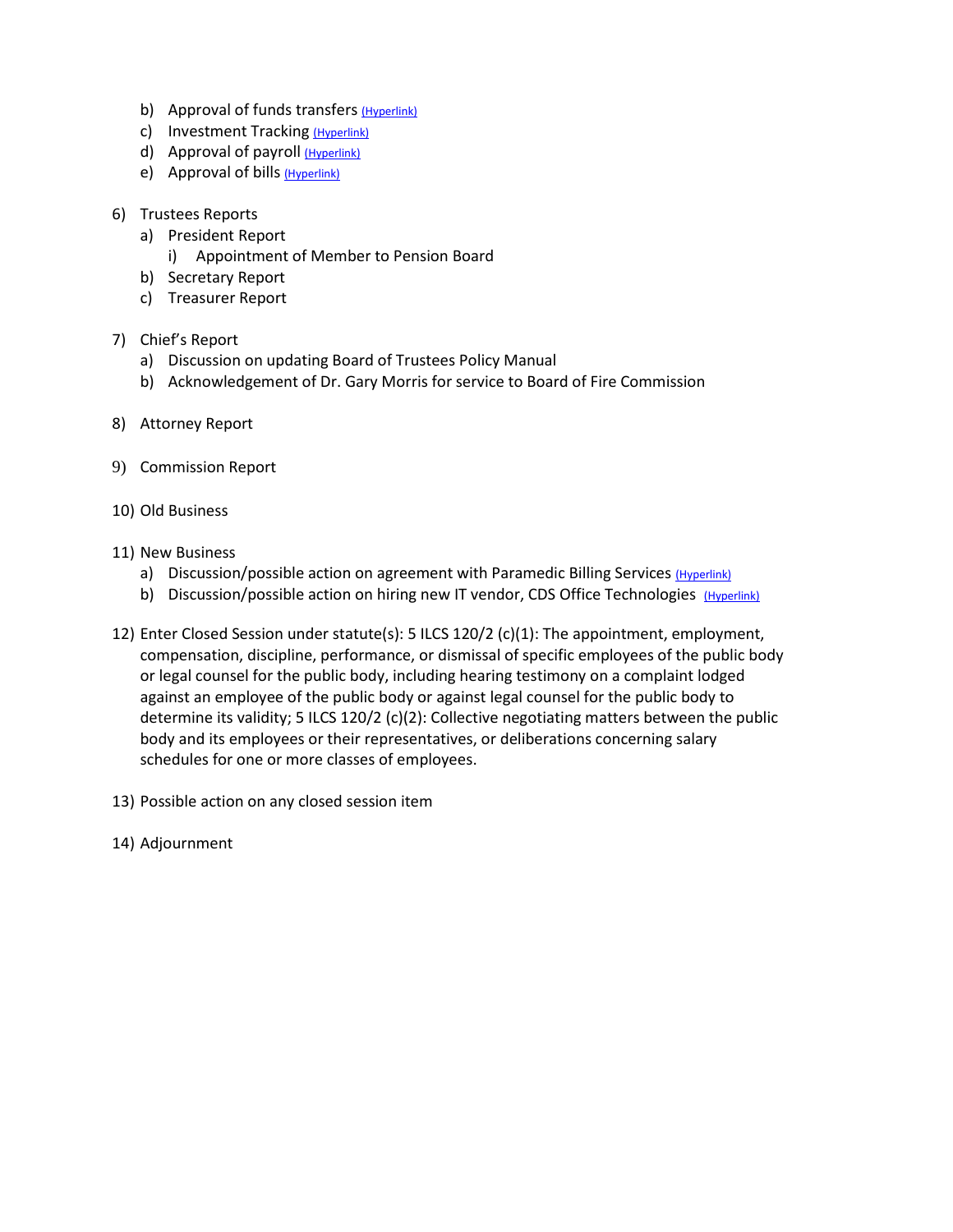b) Approval of funds transfers (Hyperlink)
   c) Investment Tracking (Hyperlink)
   d) Approval of payroll (Hyperlink)
   e) Approval of bills (Hyperlink)

6) Trustees Reports
   a) President Report
      i) Appointment of Member to Pension Board
   b) Secretary Report
   c) Treasurer Report

7) Chief's Report
   a) Discussion on updating Board of Trustees Policy Manual
   b) Acknowledgement of Dr. Gary Morris for service to Board of Fire Commission

8) Attorney Report

9) Commission Report

10) Old Business

11) New Business
    a) Discussion/possible action on agreement with Paramedic Billing Services (Hyperlink)
    b) Discussion/possible action on hiring new IT vendor, CDS Office Technologies (Hyperlink)

12) Enter Closed Session under statute(s): 5 ILCS 120/2 (c)(1): The appointment, employment, compensation, discipline, performance, or dismissal of specific employees of the public body or legal counsel for the public body, including hearing testimony on a complaint lodged against an employee of the public body or against legal counsel for the public body to determine its validity; 5 ILCS 120/2 (c)(2): Collective negotiating matters between the public body and its employees or their representatives, or deliberations concerning salary schedules for one or more classes of employees.

13) Possible action on any closed session item

14) Adjournment